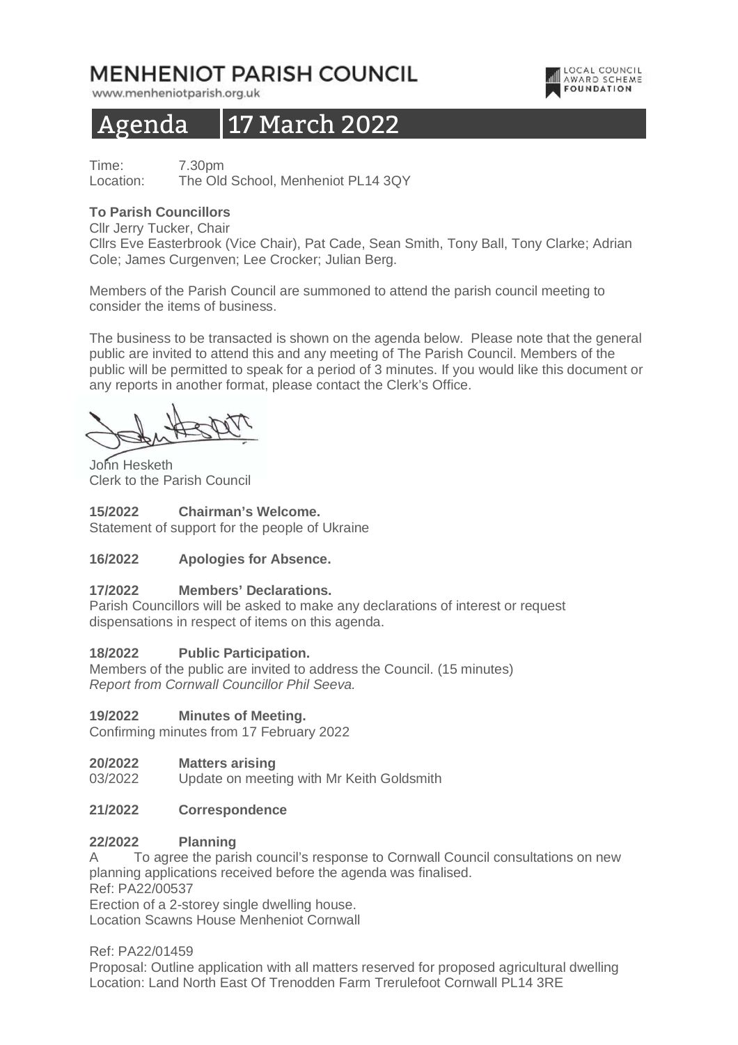# MENHENIOT PARISH COUNCIL

www.menheniotparish.org.uk

LOCAL COUNCIL AWARD SCHEME FOUNDATION

## Agenda 17 March 2022

Time: 7.30pm
Location: The Old School, Menheniot PL14 3QY

**To Parish Councillors**
Cllr Jerry Tucker, Chair
Cllrs Eve Easterbrook (Vice Chair), Pat Cade, Sean Smith, Tony Ball, Tony Clarke; Adrian Cole; James Curgenven; Lee Crocker; Julian Berg.

Members of the Parish Council are summoned to attend the parish council meeting to consider the items of business.

The business to be transacted is shown on the agenda below. Please note that the general public are invited to attend this and any meeting of The Parish Council. Members of the public will be permitted to speak for a period of 3 minutes. If you would like this document or any reports in another format, please contact the Clerk's Office.

John Hesketh
Clerk to the Parish Council

**15/2022 Chairman's Welcome.**
Statement of support for the people of Ukraine

**16/2022 Apologies for Absence.**

**17/2022 Members' Declarations.**
Parish Councillors will be asked to make any declarations of interest or request dispensations in respect of items on this agenda.

**18/2022 Public Participation.**
Members of the public are invited to address the Council. (15 minutes)
*Report from Cornwall Councillor Phil Seeva.*

**19/2022 Minutes of Meeting.**
Confirming minutes from 17 February 2022

**20/2022 Matters arising**
03/2022 Update on meeting with Mr Keith Goldsmith

**21/2022 Correspondence**

**22/2022 Planning**
A To agree the parish council's response to Cornwall Council consultations on new planning applications received before the agenda was finalised.
Ref: PA22/00537
Erection of a 2-storey single dwelling house.
Location Scawns House Menheniot Cornwall

Ref: PA22/01459
Proposal: Outline application with all matters reserved for proposed agricultural dwelling
Location: Land North East Of Trenodden Farm Trerulefoot Cornwall PL14 3RE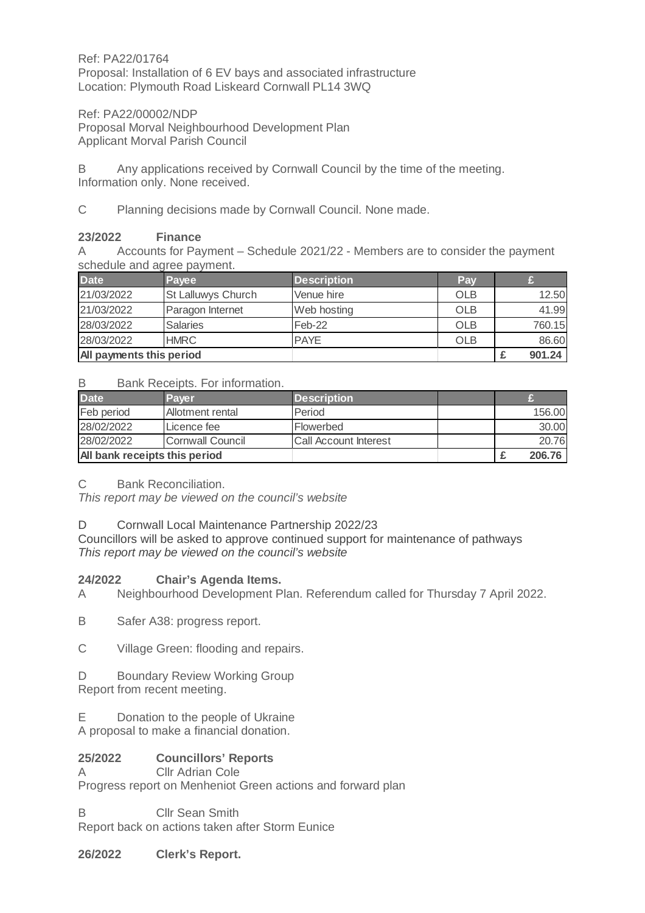Ref: PA22/01764
Proposal: Installation of 6 EV bays and associated infrastructure
Location: Plymouth Road Liskeard Cornwall PL14 3WQ

Ref: PA22/00002/NDP
Proposal Morval Neighbourhood Development Plan
Applicant Morval Parish Council

B Any applications received by Cornwall Council by the time of the meeting. Information only. None received.

C Planning decisions made by Cornwall Council. None made.

**23/2022 Finance**

A Accounts for Payment – Schedule 2021/22 - Members are to consider the payment schedule and agree payment.

| Date | Payee | Description | Pay | £ |
|---|---|---|---|---|
| 21/03/2022 | St Lalluwys Church | Venue hire | OLB | 12.50 |
| 21/03/2022 | Paragon Internet | Web hosting | OLB | 41.99 |
| 28/03/2022 | Salaries | Feb-22 | OLB | 760.15 |
| 28/03/2022 | HMRC | PAYE | OLB | 86.60 |
| **All payments this period** | | | | **£ 901.24** |

B Bank Receipts. For information.

| Date | Payer | Description | | £ |
|---|---|---|---|---|
| Feb period | Allotment rental | Period | | 156.00 |
| 28/02/2022 | Licence fee | Flowerbed | | 30.00 |
| 28/02/2022 | Cornwall Council | Call Account Interest | | 20.76 |
| **All bank receipts this period** | | | | **£ 206.76** |

C Bank Reconciliation.
*This report may be viewed on the council's website*

D Cornwall Local Maintenance Partnership 2022/23
Councillors will be asked to approve continued support for maintenance of pathways
*This report may be viewed on the council's website*

**24/2022 Chair's Agenda Items.**

A Neighbourhood Development Plan. Referendum called for Thursday 7 April 2022.

B Safer A38: progress report.

C Village Green: flooding and repairs.

D Boundary Review Working Group
Report from recent meeting.

E Donation to the people of Ukraine
A proposal to make a financial donation.

**25/2022 Councillors' Reports**

A Cllr Adrian Cole
Progress report on Menheniot Green actions and forward plan

B Cllr Sean Smith
Report back on actions taken after Storm Eunice

**26/2022 Clerk's Report.**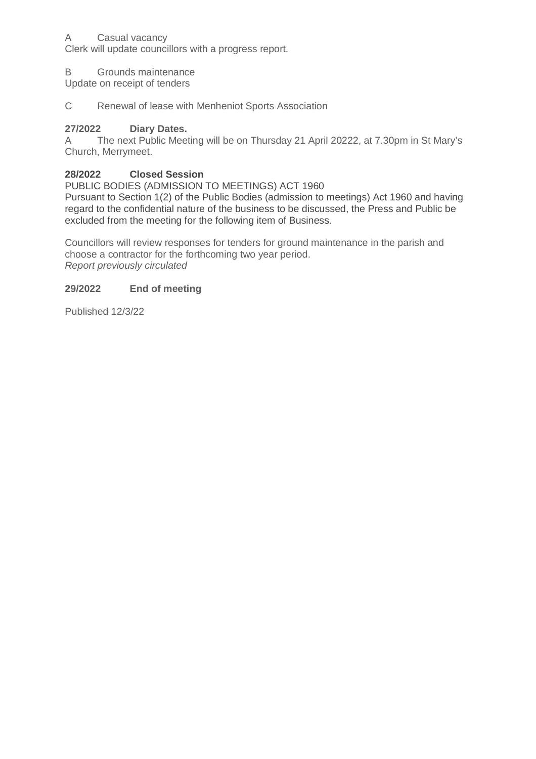A Casual vacancy
Clerk will update councillors with a progress report.

B Grounds maintenance
Update on receipt of tenders

C Renewal of lease with Menheniot Sports Association

**27/2022 Diary Dates.**
A The next Public Meeting will be on Thursday 21 April 20222, at 7.30pm in St Mary's Church, Merrymeet.

**28/2022 Closed Session**
PUBLIC BODIES (ADMISSION TO MEETINGS) ACT 1960
Pursuant to Section 1(2) of the Public Bodies (admission to meetings) Act 1960 and having regard to the confidential nature of the business to be discussed, the Press and Public be excluded from the meeting for the following item of Business.

Councillors will review responses for tenders for ground maintenance in the parish and choose a contractor for the forthcoming two year period.
*Report previously circulated*

**29/2022 End of meeting**

Published 12/3/22